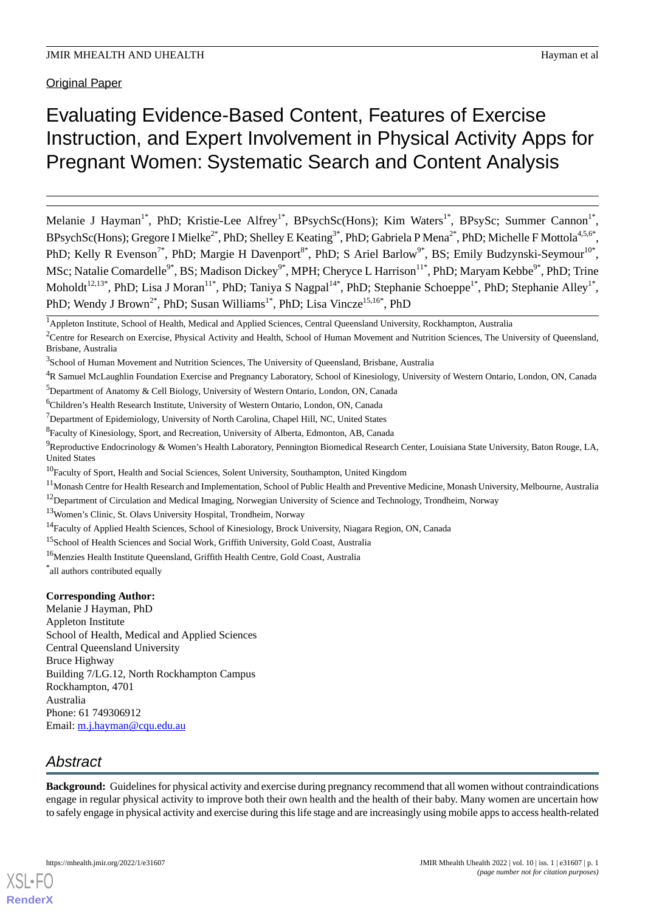Original Paper

# Evaluating Evidence-Based Content, Features of Exercise Instruction, and Expert Involvement in Physical Activity Apps for Pregnant Women: Systematic Search and Content Analysis

Melanie J Hayman[1*], PhD; Kristie-Lee Alfrey[1*], BPsychSc(Hons); Kim Waters[1*], BPsySc; Summer Cannon[1*], BPsychSc(Hons); Gregore I Mielke[2*], PhD; Shelley E Keating[3*], PhD; Gabriela P Mena[2*], PhD; Michelle F Mottola[4,5,6*], PhD; Kelly R Evenson[7*], PhD; Margie H Davenport[8*], PhD; S Ariel Barlow[9*], BS; Emily Budzynski-Seymour[10*], MSc; Natalie Comardelle[9*], BS; Madison Dickey[9*], MPH; Cheryce L Harrison[11*], PhD; Maryam Kebbe[9*], PhD; Trine Moholdt[12,13*], PhD; Lisa J Moran[11*], PhD; Taniya S Nagpal[14*], PhD; Stephanie Schoeppe[1*], PhD; Stephanie Alley[1*], PhD; Wendy J Brown[2*], PhD; Susan Williams[1*], PhD; Lisa Vincze[15,16*], PhD

[1]Appleton Institute, School of Health, Medical and Applied Sciences, Central Queensland University, Rockhampton, Australia

[2]Centre for Research on Exercise, Physical Activity and Health, School of Human Movement and Nutrition Sciences, The University of Queensland, Brisbane, Australia

[3]School of Human Movement and Nutrition Sciences, The University of Queensland, Brisbane, Australia

[4]R Samuel McLaughlin Foundation Exercise and Pregnancy Laboratory, School of Kinesiology, University of Western Ontario, London, ON, Canada

[5]Department of Anatomy & Cell Biology, University of Western Ontario, London, ON, Canada

[6]Children's Health Research Institute, University of Western Ontario, London, ON, Canada

[7]Department of Epidemiology, University of North Carolina, Chapel Hill, NC, United States

[8]Faculty of Kinesiology, Sport, and Recreation, University of Alberta, Edmonton, AB, Canada

[9]Reproductive Endocrinology & Women's Health Laboratory, Pennington Biomedical Research Center, Louisiana State University, Baton Rouge, LA, United States

[10]Faculty of Sport, Health and Social Sciences, Solent University, Southampton, United Kingdom

[11]Monash Centre for Health Research and Implementation, School of Public Health and Preventive Medicine, Monash University, Melbourne, Australia

[12]Department of Circulation and Medical Imaging, Norwegian University of Science and Technology, Trondheim, Norway

[13]Women's Clinic, St. Olavs University Hospital, Trondheim, Norway

[14]Faculty of Applied Health Sciences, School of Kinesiology, Brock University, Niagara Region, ON, Canada

[15]School of Health Sciences and Social Work, Griffith University, Gold Coast, Australia

[16]Menzies Health Institute Queensland, Griffith Health Centre, Gold Coast, Australia

[*]all authors contributed equally

**Corresponding Author:**
Melanie J Hayman, PhD
Appleton Institute
School of Health, Medical and Applied Sciences
Central Queensland University
Bruce Highway
Building 7/LG.12, North Rockhampton Campus
Rockhampton, 4701
Australia
Phone: 61 749306912
Email: m.j.hayman@cqu.edu.au

## Abstract

**Background:** Guidelines for physical activity and exercise during pregnancy recommend that all women without contraindications engage in regular physical activity to improve both their own health and the health of their baby. Many women are uncertain how to safely engage in physical activity and exercise during this life stage and are increasingly using mobile apps to access health-related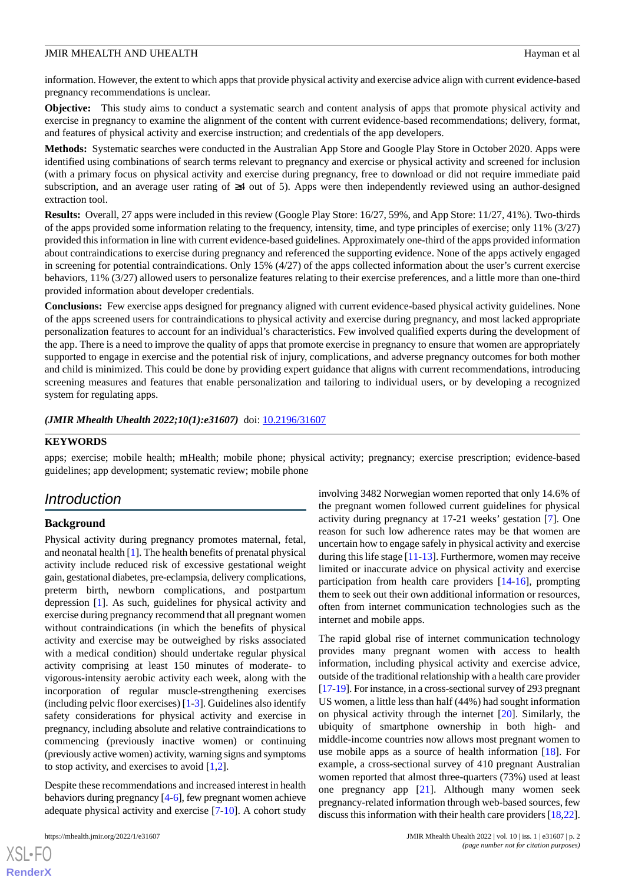information. However, the extent to which apps that provide physical activity and exercise advice align with current evidence-based pregnancy recommendations is unclear.

**Objective:** This study aims to conduct a systematic search and content analysis of apps that promote physical activity and exercise in pregnancy to examine the alignment of the content with current evidence-based recommendations; delivery, format, and features of physical activity and exercise instruction; and credentials of the app developers.

**Methods:** Systematic searches were conducted in the Australian App Store and Google Play Store in October 2020. Apps were identified using combinations of search terms relevant to pregnancy and exercise or physical activity and screened for inclusion (with a primary focus on physical activity and exercise during pregnancy, free to download or did not require immediate paid subscription, and an average user rating of ≥4 out of 5). Apps were then independently reviewed using an author-designed extraction tool.

**Results:** Overall, 27 apps were included in this review (Google Play Store: 16/27, 59%, and App Store: 11/27, 41%). Two-thirds of the apps provided some information relating to the frequency, intensity, time, and type principles of exercise; only 11% (3/27) provided this information in line with current evidence-based guidelines. Approximately one-third of the apps provided information about contraindications to exercise during pregnancy and referenced the supporting evidence. None of the apps actively engaged in screening for potential contraindications. Only 15% (4/27) of the apps collected information about the user's current exercise behaviors, 11% (3/27) allowed users to personalize features relating to their exercise preferences, and a little more than one-third provided information about developer credentials.

**Conclusions:** Few exercise apps designed for pregnancy aligned with current evidence-based physical activity guidelines. None of the apps screened users for contraindications to physical activity and exercise during pregnancy, and most lacked appropriate personalization features to account for an individual's characteristics. Few involved qualified experts during the development of the app. There is a need to improve the quality of apps that promote exercise in pregnancy to ensure that women are appropriately supported to engage in exercise and the potential risk of injury, complications, and adverse pregnancy outcomes for both mother and child is minimized. This could be done by providing expert guidance that aligns with current recommendations, introducing screening measures and features that enable personalization and tailoring to individual users, or by developing a recognized system for regulating apps.

***(JMIR Mhealth Uhealth 2022;10(1):e31607)*** doi: 10.2196/31607

**KEYWORDS**

apps; exercise; mobile health; mHealth; mobile phone; physical activity; pregnancy; exercise prescription; evidence-based guidelines; app development; systematic review; mobile phone

## Introduction

### Background

Physical activity during pregnancy promotes maternal, fetal, and neonatal health [1]. The health benefits of prenatal physical activity include reduced risk of excessive gestational weight gain, gestational diabetes, pre-eclampsia, delivery complications, preterm birth, newborn complications, and postpartum depression [1]. As such, guidelines for physical activity and exercise during pregnancy recommend that all pregnant women without contraindications (in which the benefits of physical activity and exercise may be outweighed by risks associated with a medical condition) should undertake regular physical activity comprising at least 150 minutes of moderate- to vigorous-intensity aerobic activity each week, along with the incorporation of regular muscle-strengthening exercises (including pelvic floor exercises) [1-3]. Guidelines also identify safety considerations for physical activity and exercise in pregnancy, including absolute and relative contraindications to commencing (previously inactive women) or continuing (previously active women) activity, warning signs and symptoms to stop activity, and exercises to avoid [1,2].

Despite these recommendations and increased interest in health behaviors during pregnancy [4-6], few pregnant women achieve adequate physical activity and exercise [7-10]. A cohort study involving 3482 Norwegian women reported that only 14.6% of the pregnant women followed current guidelines for physical activity during pregnancy at 17-21 weeks' gestation [7]. One reason for such low adherence rates may be that women are uncertain how to engage safely in physical activity and exercise during this life stage [11-13]. Furthermore, women may receive limited or inaccurate advice on physical activity and exercise participation from health care providers [14-16], prompting them to seek out their own additional information or resources, often from internet communication technologies such as the internet and mobile apps.

The rapid global rise of internet communication technology provides many pregnant women with access to health information, including physical activity and exercise advice, outside of the traditional relationship with a health care provider [17-19]. For instance, in a cross-sectional survey of 293 pregnant US women, a little less than half (44%) had sought information on physical activity through the internet [20]. Similarly, the ubiquity of smartphone ownership in both high- and middle-income countries now allows most pregnant women to use mobile apps as a source of health information [18]. For example, a cross-sectional survey of 410 pregnant Australian women reported that almost three-quarters (73%) used at least one pregnancy app [21]. Although many women seek pregnancy-related information through web-based sources, few discuss this information with their health care providers [18,22].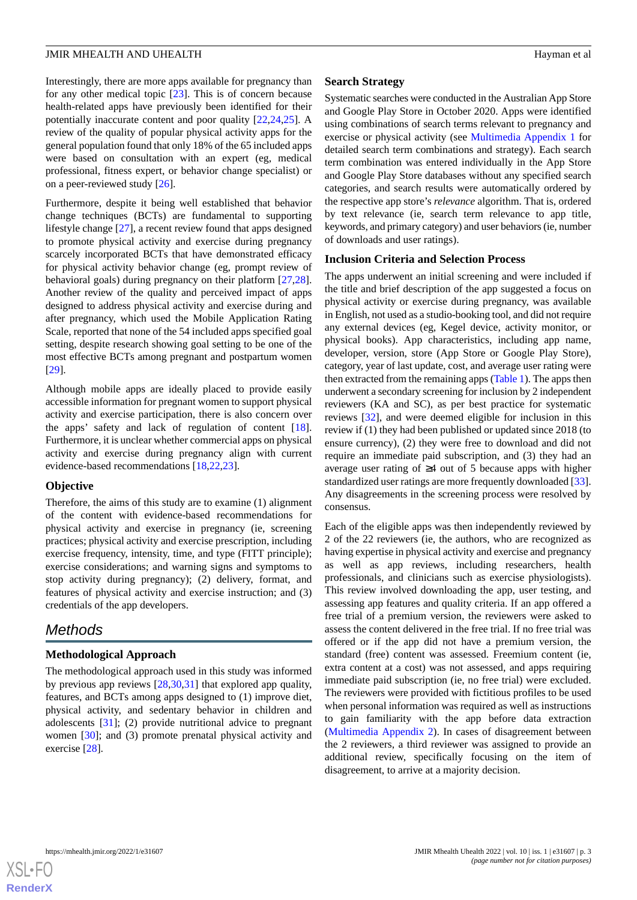Interestingly, there are more apps available for pregnancy than for any other medical topic [23]. This is of concern because health-related apps have previously been identified for their potentially inaccurate content and poor quality [22,24,25]. A review of the quality of popular physical activity apps for the general population found that only 18% of the 65 included apps were based on consultation with an expert (eg, medical professional, fitness expert, or behavior change specialist) or on a peer-reviewed study [26].

Furthermore, despite it being well established that behavior change techniques (BCTs) are fundamental to supporting lifestyle change [27], a recent review found that apps designed to promote physical activity and exercise during pregnancy scarcely incorporated BCTs that have demonstrated efficacy for physical activity behavior change (eg, prompt review of behavioral goals) during pregnancy on their platform [27,28]. Another review of the quality and perceived impact of apps designed to address physical activity and exercise during and after pregnancy, which used the Mobile Application Rating Scale, reported that none of the 54 included apps specified goal setting, despite research showing goal setting to be one of the most effective BCTs among pregnant and postpartum women [29].

Although mobile apps are ideally placed to provide easily accessible information for pregnant women to support physical activity and exercise participation, there is also concern over the apps' safety and lack of regulation of content [18]. Furthermore, it is unclear whether commercial apps on physical activity and exercise during pregnancy align with current evidence-based recommendations [18,22,23].

### Objective

Therefore, the aims of this study are to examine (1) alignment of the content with evidence-based recommendations for physical activity and exercise in pregnancy (ie, screening practices; physical activity and exercise prescription, including exercise frequency, intensity, time, and type (FITT principle); exercise considerations; and warning signs and symptoms to stop activity during pregnancy); (2) delivery, format, and features of physical activity and exercise instruction; and (3) credentials of the app developers.

## Methods

### Methodological Approach

The methodological approach used in this study was informed by previous app reviews [28,30,31] that explored app quality, features, and BCTs among apps designed to (1) improve diet, physical activity, and sedentary behavior in children and adolescents [31]; (2) provide nutritional advice to pregnant women [30]; and (3) promote prenatal physical activity and exercise [28].

### Search Strategy

Systematic searches were conducted in the Australian App Store and Google Play Store in October 2020. Apps were identified using combinations of search terms relevant to pregnancy and exercise or physical activity (see Multimedia Appendix 1 for detailed search term combinations and strategy). Each search term combination was entered individually in the App Store and Google Play Store databases without any specified search categories, and search results were automatically ordered by the respective app store's *relevance* algorithm. That is, ordered by text relevance (ie, search term relevance to app title, keywords, and primary category) and user behaviors (ie, number of downloads and user ratings).

### Inclusion Criteria and Selection Process

The apps underwent an initial screening and were included if the title and brief description of the app suggested a focus on physical activity or exercise during pregnancy, was available in English, not used as a studio-booking tool, and did not require any external devices (eg, Kegel device, activity monitor, or physical books). App characteristics, including app name, developer, version, store (App Store or Google Play Store), category, year of last update, cost, and average user rating were then extracted from the remaining apps (Table 1). The apps then underwent a secondary screening for inclusion by 2 independent reviewers (KA and SC), as per best practice for systematic reviews [32], and were deemed eligible for inclusion in this review if (1) they had been published or updated since 2018 (to ensure currency), (2) they were free to download and did not require an immediate paid subscription, and (3) they had an average user rating of ≥4 out of 5 because apps with higher standardized user ratings are more frequently downloaded [33]. Any disagreements in the screening process were resolved by consensus.

Each of the eligible apps was then independently reviewed by 2 of the 22 reviewers (ie, the authors, who are recognized as having expertise in physical activity and exercise and pregnancy as well as app reviews, including researchers, health professionals, and clinicians such as exercise physiologists). This review involved downloading the app, user testing, and assessing app features and quality criteria. If an app offered a free trial of a premium version, the reviewers were asked to assess the content delivered in the free trial. If no free trial was offered or if the app did not have a premium version, the standard (free) content was assessed. Freemium content (ie, extra content at a cost) was not assessed, and apps requiring immediate paid subscription (ie, no free trial) were excluded. The reviewers were provided with fictitious profiles to be used when personal information was required as well as instructions to gain familiarity with the app before data extraction (Multimedia Appendix 2). In cases of disagreement between the 2 reviewers, a third reviewer was assigned to provide an additional review, specifically focusing on the item of disagreement, to arrive at a majority decision.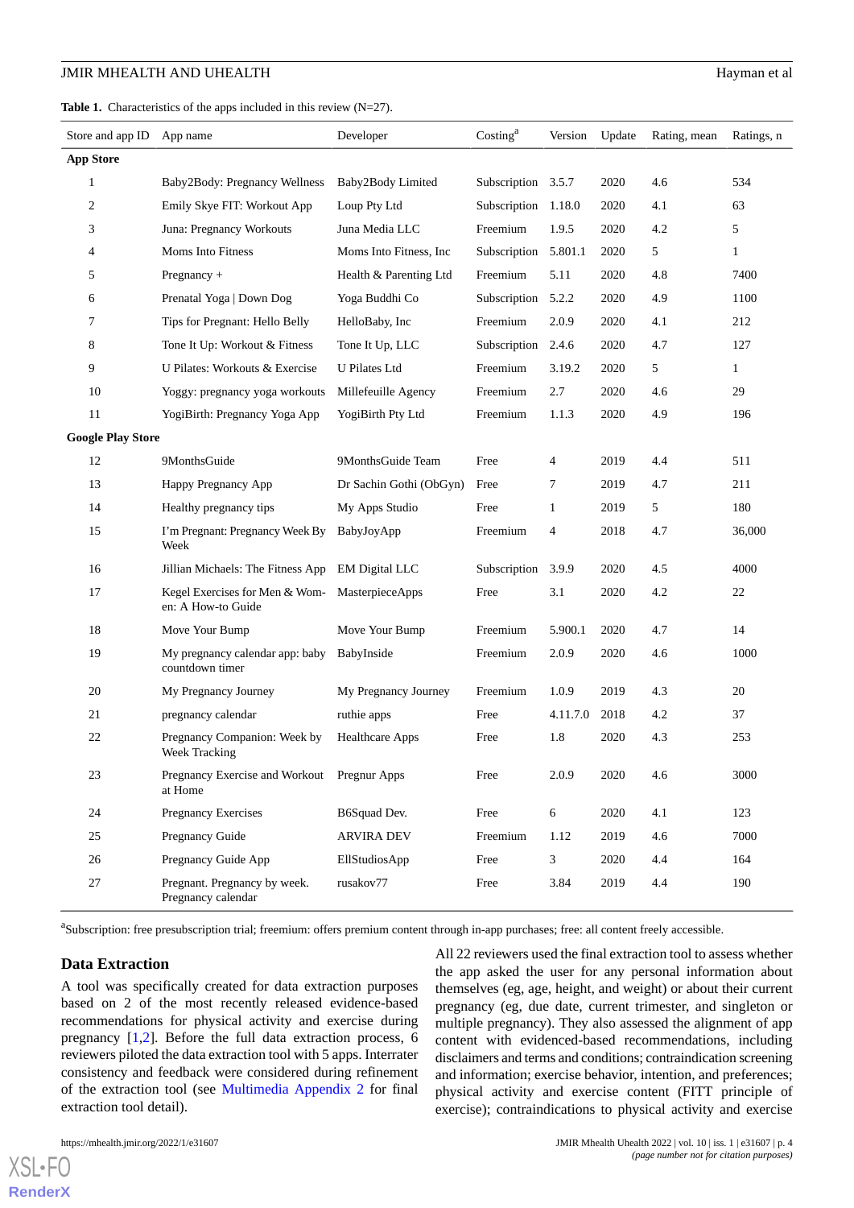**Table 1.** Characteristics of the apps included in this review (N=27).

| Store and app ID | App name | Developer | Costing[a] | Version | Update | Rating, mean | Ratings, n |
|---|---|---|---|---|---|---|---|
| **App Store** | | | | | | | |
| 1 | Baby2Body: Pregnancy Wellness | Baby2Body Limited | Subscription | 3.5.7 | 2020 | 4.6 | 534 |
| 2 | Emily Skye FIT: Workout App | Loup Pty Ltd | Subscription | 1.18.0 | 2020 | 4.1 | 63 |
| 3 | Juna: Pregnancy Workouts | Juna Media LLC | Freemium | 1.9.5 | 2020 | 4.2 | 5 |
| 4 | Moms Into Fitness | Moms Into Fitness, Inc | Subscription | 5.801.1 | 2020 | 5 | 1 |
| 5 | Pregnancy + | Health & Parenting Ltd | Freemium | 5.11 | 2020 | 4.8 | 7400 |
| 6 | Prenatal Yoga \| Down Dog | Yoga Buddhi Co | Subscription | 5.2.2 | 2020 | 4.9 | 1100 |
| 7 | Tips for Pregnant: Hello Belly | HelloBaby, Inc | Freemium | 2.0.9 | 2020 | 4.1 | 212 |
| 8 | Tone It Up: Workout & Fitness | Tone It Up, LLC | Subscription | 2.4.6 | 2020 | 4.7 | 127 |
| 9 | U Pilates: Workouts & Exercise | U Pilates Ltd | Freemium | 3.19.2 | 2020 | 5 | 1 |
| 10 | Yoggy: pregnancy yoga workouts | Millefeuille Agency | Freemium | 2.7 | 2020 | 4.6 | 29 |
| 11 | YogiBirth: Pregnancy Yoga App | YogiBirth Pty Ltd | Freemium | 1.1.3 | 2020 | 4.9 | 196 |
| **Google Play Store** | | | | | | | |
| 12 | 9MonthsGuide | 9MonthsGuide Team | Free | 4 | 2019 | 4.4 | 511 |
| 13 | Happy Pregnancy App | Dr Sachin Gothi (ObGyn) | Free | 7 | 2019 | 4.7 | 211 |
| 14 | Healthy pregnancy tips | My Apps Studio | Free | 1 | 2019 | 5 | 180 |
| 15 | I'm Pregnant: Pregnancy Week By Week | BabyJoyApp | Freemium | 4 | 2018 | 4.7 | 36,000 |
| 16 | Jillian Michaels: The Fitness App | EM Digital LLC | Subscription | 3.9.9 | 2020 | 4.5 | 4000 |
| 17 | Kegel Exercises for Men & Women: A How-to Guide | MasterpieceApps | Free | 3.1 | 2020 | 4.2 | 22 |
| 18 | Move Your Bump | Move Your Bump | Freemium | 5.900.1 | 2020 | 4.7 | 14 |
| 19 | My pregnancy calendar app: baby countdown timer | BabyInside | Freemium | 2.0.9 | 2020 | 4.6 | 1000 |
| 20 | My Pregnancy Journey | My Pregnancy Journey | Freemium | 1.0.9 | 2019 | 4.3 | 20 |
| 21 | pregnancy calendar | ruthie apps | Free | 4.11.7.0 | 2018 | 4.2 | 37 |
| 22 | Pregnancy Companion: Week by Week Tracking | Healthcare Apps | Free | 1.8 | 2020 | 4.3 | 253 |
| 23 | Pregnancy Exercise and Workout at Home | Pregnur Apps | Free | 2.0.9 | 2020 | 4.6 | 3000 |
| 24 | Pregnancy Exercises | B6Squad Dev. | Free | 6 | 2020 | 4.1 | 123 |
| 25 | Pregnancy Guide | ARVIRA DEV | Freemium | 1.12 | 2019 | 4.6 | 7000 |
| 26 | Pregnancy Guide App | EllStudiosApp | Free | 3 | 2020 | 4.4 | 164 |
| 27 | Pregnant. Pregnancy by week. Pregnancy calendar | rusakov77 | Free | 3.84 | 2019 | 4.4 | 190 |

[a]Subscription: free presubscription trial; freemium: offers premium content through in-app purchases; free: all content freely accessible.

## Data Extraction

A tool was specifically created for data extraction purposes based on 2 of the most recently released evidence-based recommendations for physical activity and exercise during pregnancy [1,2]. Before the full data extraction process, 6 reviewers piloted the data extraction tool with 5 apps. Interrater consistency and feedback were considered during refinement of the extraction tool (see Multimedia Appendix 2 for final extraction tool detail).

All 22 reviewers used the final extraction tool to assess whether the app asked the user for any personal information about themselves (eg, age, height, and weight) or about their current pregnancy (eg, due date, current trimester, and singleton or multiple pregnancy). They also assessed the alignment of app content with evidenced-based recommendations, including disclaimers and terms and conditions; contraindication screening and information; exercise behavior, intention, and preferences; physical activity and exercise content (FITT principle of exercise); contraindications to physical activity and exercise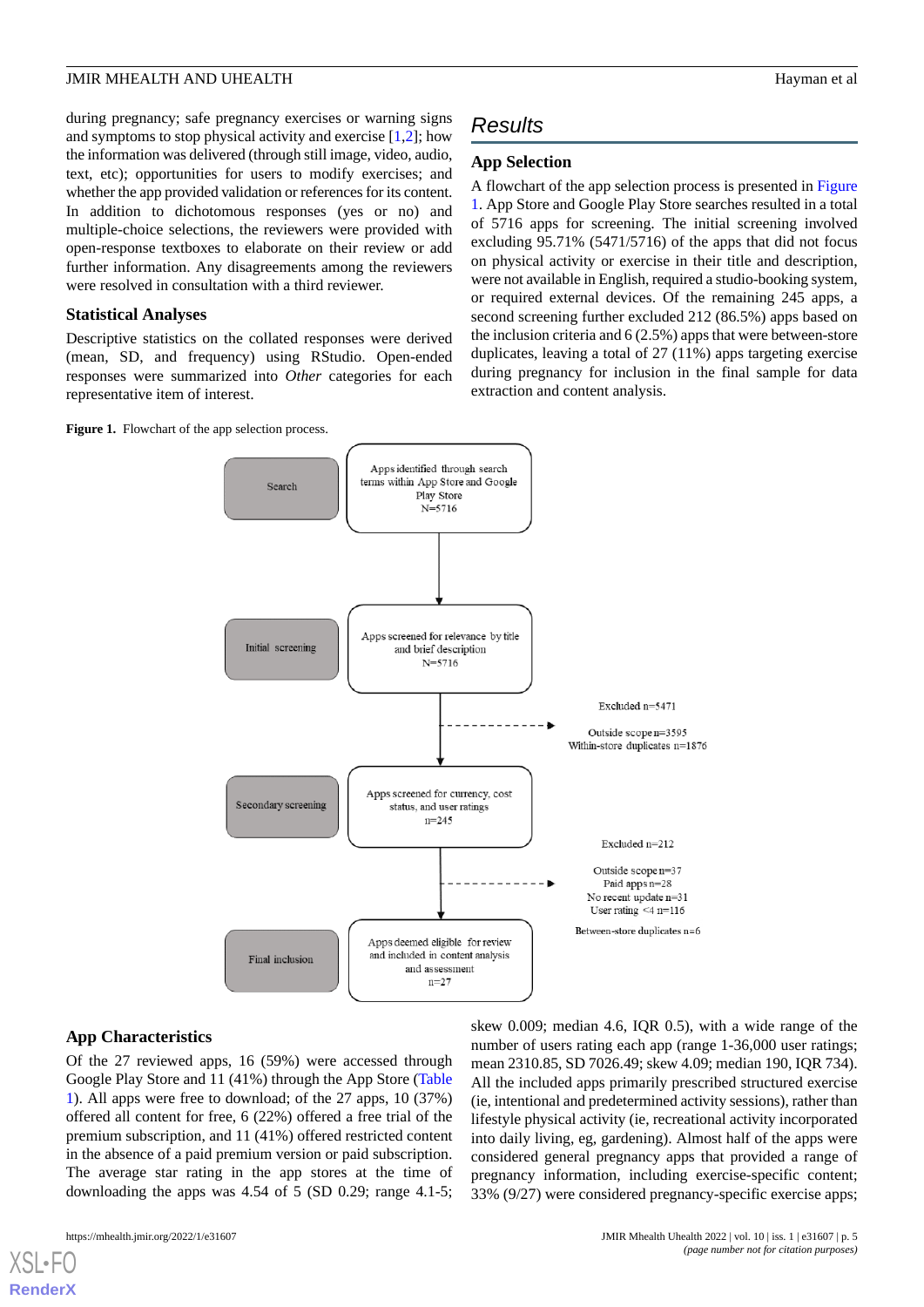during pregnancy; safe pregnancy exercises or warning signs and symptoms to stop physical activity and exercise [1,2]; how the information was delivered (through still image, video, audio, text, etc); opportunities for users to modify exercises; and whether the app provided validation or references for its content. In addition to dichotomous responses (yes or no) and multiple-choice selections, the reviewers were provided with open-response textboxes to elaborate on their review or add further information. Any disagreements among the reviewers were resolved in consultation with a third reviewer.

### Statistical Analyses

Descriptive statistics on the collated responses were derived (mean, SD, and frequency) using RStudio. Open-ended responses were summarized into *Other* categories for each representative item of interest.

## Results

### App Selection

A flowchart of the app selection process is presented in Figure 1. App Store and Google Play Store searches resulted in a total of 5716 apps for screening. The initial screening involved excluding 95.71% (5471/5716) of the apps that did not focus on physical activity or exercise in their title and description, were not available in English, required a studio-booking system, or required external devices. Of the remaining 245 apps, a second screening further excluded 212 (86.5%) apps based on the inclusion criteria and 6 (2.5%) apps that were between-store duplicates, leaving a total of 27 (11%) apps targeting exercise during pregnancy for inclusion in the final sample for data extraction and content analysis.

**Figure 1.** Flowchart of the app selection process.

- Search: Apps identified through search terms within App Store and Google Play Store N=5716
- Initial screening: Apps screened for relevance by title and brief description N=5716
  - Excluded n=5471: Outside scope n=3595; Within-store duplicates n=1876
- Secondary screening: Apps screened for currency, cost status, and user ratings n=245
  - Excluded n=212: Outside scope n=37; Paid apps n=28; No recent update n=31; User rating <4 n=116
  - Between-store duplicates n=6
- Final inclusion: Apps deemed eligible for review and included in content analysis and assessment n=27

### App Characteristics

Of the 27 reviewed apps, 16 (59%) were accessed through Google Play Store and 11 (41%) through the App Store (Table 1). All apps were free to download; of the 27 apps, 10 (37%) offered all content for free, 6 (22%) offered a free trial of the premium subscription, and 11 (41%) offered restricted content in the absence of a paid premium version or paid subscription. The average star rating in the app stores at the time of downloading the apps was 4.54 of 5 (SD 0.29; range 4.1-5; skew 0.009; median 4.6, IQR 0.5), with a wide range of the number of users rating each app (range 1-36,000 user ratings; mean 2310.85, SD 7026.49; skew 4.09; median 190, IQR 734). All the included apps primarily prescribed structured exercise (ie, intentional and predetermined activity sessions), rather than lifestyle physical activity (ie, recreational activity incorporated into daily living, eg, gardening). Almost half of the apps were considered general pregnancy apps that provided a range of pregnancy information, including exercise-specific content; 33% (9/27) were considered pregnancy-specific exercise apps;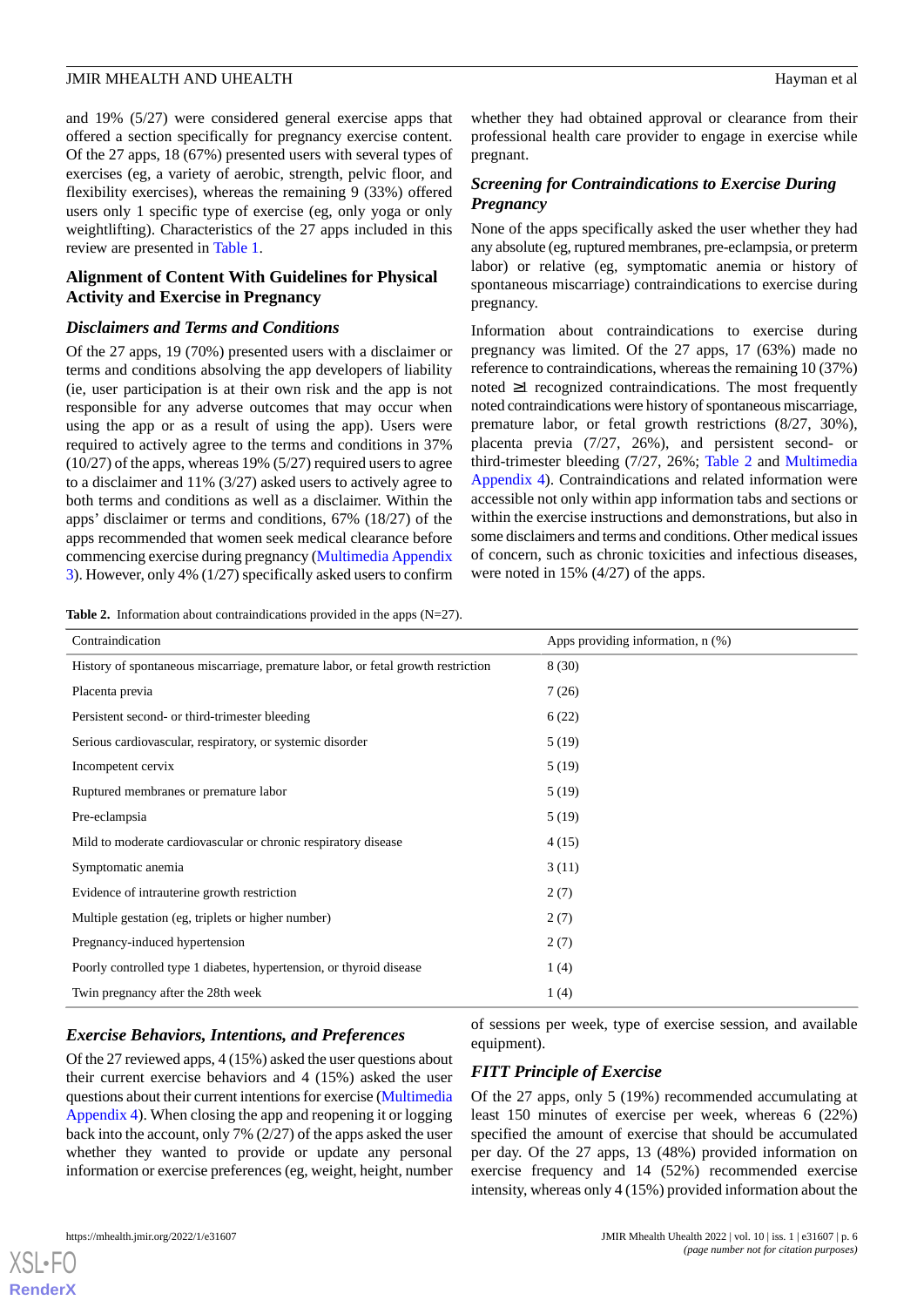and 19% (5/27) were considered general exercise apps that offered a section specifically for pregnancy exercise content. Of the 27 apps, 18 (67%) presented users with several types of exercises (eg, a variety of aerobic, strength, pelvic floor, and flexibility exercises), whereas the remaining 9 (33%) offered users only 1 specific type of exercise (eg, only yoga or only weightlifting). Characteristics of the 27 apps included in this review are presented in Table 1.

## Alignment of Content With Guidelines for Physical Activity and Exercise in Pregnancy

### *Disclaimers and Terms and Conditions*

Of the 27 apps, 19 (70%) presented users with a disclaimer or terms and conditions absolving the app developers of liability (ie, user participation is at their own risk and the app is not responsible for any adverse outcomes that may occur when using the app or as a result of using the app). Users were required to actively agree to the terms and conditions in 37% (10/27) of the apps, whereas 19% (5/27) required users to agree to a disclaimer and 11% (3/27) asked users to actively agree to both terms and conditions as well as a disclaimer. Within the apps' disclaimer or terms and conditions, 67% (18/27) of the apps recommended that women seek medical clearance before commencing exercise during pregnancy (Multimedia Appendix 3). However, only 4% (1/27) specifically asked users to confirm whether they had obtained approval or clearance from their professional health care provider to engage in exercise while pregnant.

### *Screening for Contraindications to Exercise During Pregnancy*

None of the apps specifically asked the user whether they had any absolute (eg, ruptured membranes, pre-eclampsia, or preterm labor) or relative (eg, symptomatic anemia or history of spontaneous miscarriage) contraindications to exercise during pregnancy.

Information about contraindications to exercise during pregnancy was limited. Of the 27 apps, 17 (63%) made no reference to contraindications, whereas the remaining 10 (37%) noted ≥1 recognized contraindications. The most frequently noted contraindications were history of spontaneous miscarriage, premature labor, or fetal growth restrictions (8/27, 30%), placenta previa (7/27, 26%), and persistent second- or third-trimester bleeding (7/27, 26%; Table 2 and Multimedia Appendix 4). Contraindications and related information were accessible not only within app information tabs and sections or within the exercise instructions and demonstrations, but also in some disclaimers and terms and conditions. Other medical issues of concern, such as chronic toxicities and infectious diseases, were noted in 15% (4/27) of the apps.

**Table 2.** Information about contraindications provided in the apps (N=27).

| Contraindication | Apps providing information, n (%) |
|---|---|
| History of spontaneous miscarriage, premature labor, or fetal growth restriction | 8 (30) |
| Placenta previa | 7 (26) |
| Persistent second- or third-trimester bleeding | 6 (22) |
| Serious cardiovascular, respiratory, or systemic disorder | 5 (19) |
| Incompetent cervix | 5 (19) |
| Ruptured membranes or premature labor | 5 (19) |
| Pre-eclampsia | 5 (19) |
| Mild to moderate cardiovascular or chronic respiratory disease | 4 (15) |
| Symptomatic anemia | 3 (11) |
| Evidence of intrauterine growth restriction | 2 (7) |
| Multiple gestation (eg, triplets or higher number) | 2 (7) |
| Pregnancy-induced hypertension | 2 (7) |
| Poorly controlled type 1 diabetes, hypertension, or thyroid disease | 1 (4) |
| Twin pregnancy after the 28th week | 1 (4) |

### *Exercise Behaviors, Intentions, and Preferences*

Of the 27 reviewed apps, 4 (15%) asked the user questions about their current exercise behaviors and 4 (15%) asked the user questions about their current intentions for exercise (Multimedia Appendix 4). When closing the app and reopening it or logging back into the account, only 7% (2/27) of the apps asked the user whether they wanted to provide or update any personal information or exercise preferences (eg, weight, height, number of sessions per week, type of exercise session, and available equipment).

### *FITT Principle of Exercise*

Of the 27 apps, only 5 (19%) recommended accumulating at least 150 minutes of exercise per week, whereas 6 (22%) specified the amount of exercise that should be accumulated per day. Of the 27 apps, 13 (48%) provided information on exercise frequency and 14 (52%) recommended exercise intensity, whereas only 4 (15%) provided information about the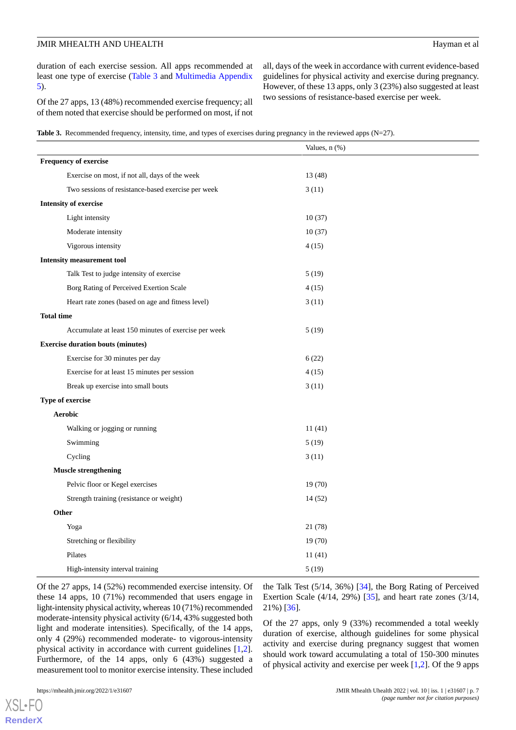duration of each exercise session. All apps recommended at least one type of exercise (Table 3 and Multimedia Appendix 5).

Of the 27 apps, 13 (48%) recommended exercise frequency; all of them noted that exercise should be performed on most, if not all, days of the week in accordance with current evidence-based guidelines for physical activity and exercise during pregnancy. However, of these 13 apps, only 3 (23%) also suggested at least two sessions of resistance-based exercise per week.

**Table 3.** Recommended frequency, intensity, time, and types of exercises during pregnancy in the reviewed apps (N=27).

| | Values, n (%) |
|---|---|
| **Frequency of exercise** | |
| Exercise on most, if not all, days of the week | 13 (48) |
| Two sessions of resistance-based exercise per week | 3 (11) |
| **Intensity of exercise** | |
| Light intensity | 10 (37) |
| Moderate intensity | 10 (37) |
| Vigorous intensity | 4 (15) |
| **Intensity measurement tool** | |
| Talk Test to judge intensity of exercise | 5 (19) |
| Borg Rating of Perceived Exertion Scale | 4 (15) |
| Heart rate zones (based on age and fitness level) | 3 (11) |
| **Total time** | |
| Accumulate at least 150 minutes of exercise per week | 5 (19) |
| **Exercise duration bouts (minutes)** | |
| Exercise for 30 minutes per day | 6 (22) |
| Exercise for at least 15 minutes per session | 4 (15) |
| Break up exercise into small bouts | 3 (11) |
| **Type of exercise** | |
| **Aerobic** | |
| Walking or jogging or running | 11 (41) |
| Swimming | 5 (19) |
| Cycling | 3 (11) |
| **Muscle strengthening** | |
| Pelvic floor or Kegel exercises | 19 (70) |
| Strength training (resistance or weight) | 14 (52) |
| **Other** | |
| Yoga | 21 (78) |
| Stretching or flexibility | 19 (70) |
| Pilates | 11 (41) |
| High-intensity interval training | 5 (19) |

Of the 27 apps, 14 (52%) recommended exercise intensity. Of these 14 apps, 10 (71%) recommended that users engage in light-intensity physical activity, whereas 10 (71%) recommended moderate-intensity physical activity (6/14, 43% suggested both light and moderate intensities). Specifically, of the 14 apps, only 4 (29%) recommended moderate- to vigorous-intensity physical activity in accordance with current guidelines [1,2]. Furthermore, of the 14 apps, only 6 (43%) suggested a measurement tool to monitor exercise intensity. These included the Talk Test (5/14, 36%) [34], the Borg Rating of Perceived Exertion Scale (4/14, 29%) [35], and heart rate zones (3/14, 21%) [36].

Of the 27 apps, only 9 (33%) recommended a total weekly duration of exercise, although guidelines for some physical activity and exercise during pregnancy suggest that women should work toward accumulating a total of 150-300 minutes of physical activity and exercise per week [1,2]. Of the 9 apps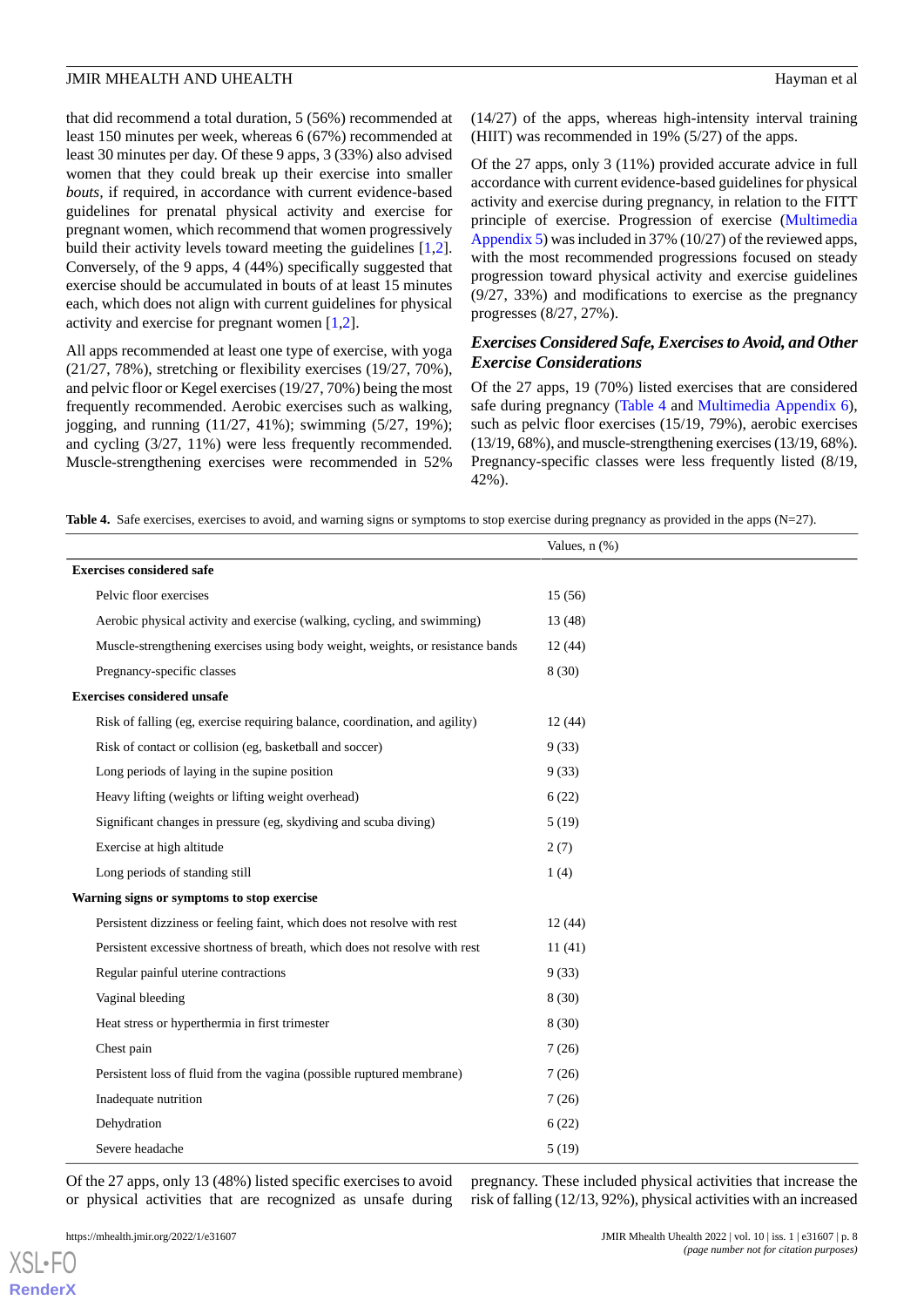that did recommend a total duration, 5 (56%) recommended at least 150 minutes per week, whereas 6 (67%) recommended at least 30 minutes per day. Of these 9 apps, 3 (33%) also advised women that they could break up their exercise into smaller *bouts*, if required, in accordance with current evidence-based guidelines for prenatal physical activity and exercise for pregnant women, which recommend that women progressively build their activity levels toward meeting the guidelines [1,2]. Conversely, of the 9 apps, 4 (44%) specifically suggested that exercise should be accumulated in bouts of at least 15 minutes each, which does not align with current guidelines for physical activity and exercise for pregnant women [1,2].

All apps recommended at least one type of exercise, with yoga (21/27, 78%), stretching or flexibility exercises (19/27, 70%), and pelvic floor or Kegel exercises (19/27, 70%) being the most frequently recommended. Aerobic exercises such as walking, jogging, and running (11/27, 41%); swimming (5/27, 19%); and cycling (3/27, 11%) were less frequently recommended. Muscle-strengthening exercises were recommended in 52% (14/27) of the apps, whereas high-intensity interval training (HIIT) was recommended in 19% (5/27) of the apps.

Of the 27 apps, only 3 (11%) provided accurate advice in full accordance with current evidence-based guidelines for physical activity and exercise during pregnancy, in relation to the FITT principle of exercise. Progression of exercise (Multimedia Appendix 5) was included in 37% (10/27) of the reviewed apps, with the most recommended progressions focused on steady progression toward physical activity and exercise guidelines (9/27, 33%) and modifications to exercise as the pregnancy progresses (8/27, 27%).

### *Exercises Considered Safe, Exercises to Avoid, and Other Exercise Considerations*

Of the 27 apps, 19 (70%) listed exercises that are considered safe during pregnancy (Table 4 and Multimedia Appendix 6), such as pelvic floor exercises (15/19, 79%), aerobic exercises (13/19, 68%), and muscle-strengthening exercises (13/19, 68%). Pregnancy-specific classes were less frequently listed (8/19, 42%).

**Table 4.** Safe exercises, exercises to avoid, and warning signs or symptoms to stop exercise during pregnancy as provided in the apps (N=27).

| | Values, n (%) |
|---|---|
| **Exercises considered safe** | |
| Pelvic floor exercises | 15 (56) |
| Aerobic physical activity and exercise (walking, cycling, and swimming) | 13 (48) |
| Muscle-strengthening exercises using body weight, weights, or resistance bands | 12 (44) |
| Pregnancy-specific classes | 8 (30) |
| **Exercises considered unsafe** | |
| Risk of falling (eg, exercise requiring balance, coordination, and agility) | 12 (44) |
| Risk of contact or collision (eg, basketball and soccer) | 9 (33) |
| Long periods of laying in the supine position | 9 (33) |
| Heavy lifting (weights or lifting weight overhead) | 6 (22) |
| Significant changes in pressure (eg, skydiving and scuba diving) | 5 (19) |
| Exercise at high altitude | 2 (7) |
| Long periods of standing still | 1 (4) |
| **Warning signs or symptoms to stop exercise** | |
| Persistent dizziness or feeling faint, which does not resolve with rest | 12 (44) |
| Persistent excessive shortness of breath, which does not resolve with rest | 11 (41) |
| Regular painful uterine contractions | 9 (33) |
| Vaginal bleeding | 8 (30) |
| Heat stress or hyperthermia in first trimester | 8 (30) |
| Chest pain | 7 (26) |
| Persistent loss of fluid from the vagina (possible ruptured membrane) | 7 (26) |
| Inadequate nutrition | 7 (26) |
| Dehydration | 6 (22) |
| Severe headache | 5 (19) |

Of the 27 apps, only 13 (48%) listed specific exercises to avoid or physical activities that are recognized as unsafe during pregnancy. These included physical activities that increase the risk of falling (12/13, 92%), physical activities with an increased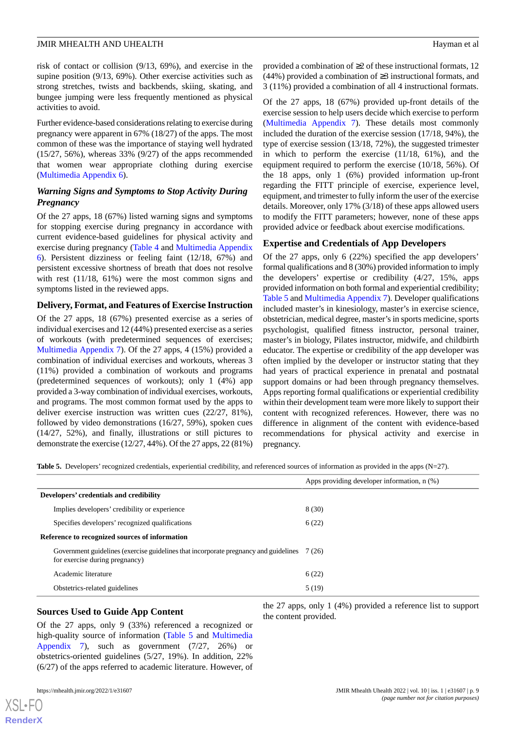risk of contact or collision (9/13, 69%), and exercise in the supine position (9/13, 69%). Other exercise activities such as strong stretches, twists and backbends, skiing, skating, and bungee jumping were less frequently mentioned as physical activities to avoid.

Further evidence-based considerations relating to exercise during pregnancy were apparent in 67% (18/27) of the apps. The most common of these was the importance of staying well hydrated (15/27, 56%), whereas 33% (9/27) of the apps recommended that women wear appropriate clothing during exercise (Multimedia Appendix 6).

### *Warning Signs and Symptoms to Stop Activity During Pregnancy*

Of the 27 apps, 18 (67%) listed warning signs and symptoms for stopping exercise during pregnancy in accordance with current evidence-based guidelines for physical activity and exercise during pregnancy (Table 4 and Multimedia Appendix 6). Persistent dizziness or feeling faint (12/18, 67%) and persistent excessive shortness of breath that does not resolve with rest (11/18, 61%) were the most common signs and symptoms listed in the reviewed apps.

### Delivery, Format, and Features of Exercise Instruction

Of the 27 apps, 18 (67%) presented exercise as a series of individual exercises and 12 (44%) presented exercise as a series of workouts (with predetermined sequences of exercises; Multimedia Appendix 7). Of the 27 apps, 4 (15%) provided a combination of individual exercises and workouts, whereas 3 (11%) provided a combination of workouts and programs (predetermined sequences of workouts); only 1 (4%) app provided a 3-way combination of individual exercises, workouts, and programs. The most common format used by the apps to deliver exercise instruction was written cues (22/27, 81%), followed by video demonstrations (16/27, 59%), spoken cues (14/27, 52%), and finally, illustrations or still pictures to demonstrate the exercise (12/27, 44%). Of the 27 apps, 22 (81%) provided a combination of ≥2 of these instructional formats, 12 (44%) provided a combination of ≥3 instructional formats, and 3 (11%) provided a combination of all 4 instructional formats.

Of the 27 apps, 18 (67%) provided up-front details of the exercise session to help users decide which exercise to perform (Multimedia Appendix 7). These details most commonly included the duration of the exercise session (17/18, 94%), the type of exercise session (13/18, 72%), the suggested trimester in which to perform the exercise (11/18, 61%), and the equipment required to perform the exercise (10/18, 56%). Of the 18 apps, only 1 (6%) provided information up-front regarding the FITT principle of exercise, experience level, equipment, and trimester to fully inform the user of the exercise details. Moreover, only 17% (3/18) of these apps allowed users to modify the FITT parameters; however, none of these apps provided advice or feedback about exercise modifications.

### Expertise and Credentials of App Developers

Of the 27 apps, only 6 (22%) specified the app developers' formal qualifications and 8 (30%) provided information to imply the developers' expertise or credibility (4/27, 15%, apps provided information on both formal and experiential credibility; Table 5 and Multimedia Appendix 7). Developer qualifications included master's in kinesiology, master's in exercise science, obstetrician, medical degree, master's in sports medicine, sports psychologist, qualified fitness instructor, personal trainer, master's in biology, Pilates instructor, midwife, and childbirth educator. The expertise or credibility of the app developer was often implied by the developer or instructor stating that they had years of practical experience in prenatal and postnatal support domains or had been through pregnancy themselves. Apps reporting formal qualifications or experiential credibility within their development team were more likely to support their content with recognized references. However, there was no difference in alignment of the content with evidence-based recommendations for physical activity and exercise in pregnancy.

**Table 5.** Developers' recognized credentials, experiential credibility, and referenced sources of information as provided in the apps (N=27).

| | Apps providing developer information, n (%) |
|---|---|
| **Developers' credentials and credibility** | |
| Implies developers' credibility or experience | 8 (30) |
| Specifies developers' recognized qualifications | 6 (22) |
| **Reference to recognized sources of information** | |
| Government guidelines (exercise guidelines that incorporate pregnancy and guidelines for exercise during pregnancy) | 7 (26) |
| Academic literature | 6 (22) |
| Obstetrics-related guidelines | 5 (19) |

### Sources Used to Guide App Content

Of the 27 apps, only 9 (33%) referenced a recognized or high-quality source of information (Table 5 and Multimedia Appendix 7), such as government (7/27, 26%) or obstetrics-oriented guidelines (5/27, 19%). In addition, 22% (6/27) of the apps referred to academic literature. However, of the 27 apps, only 1 (4%) provided a reference list to support the content provided.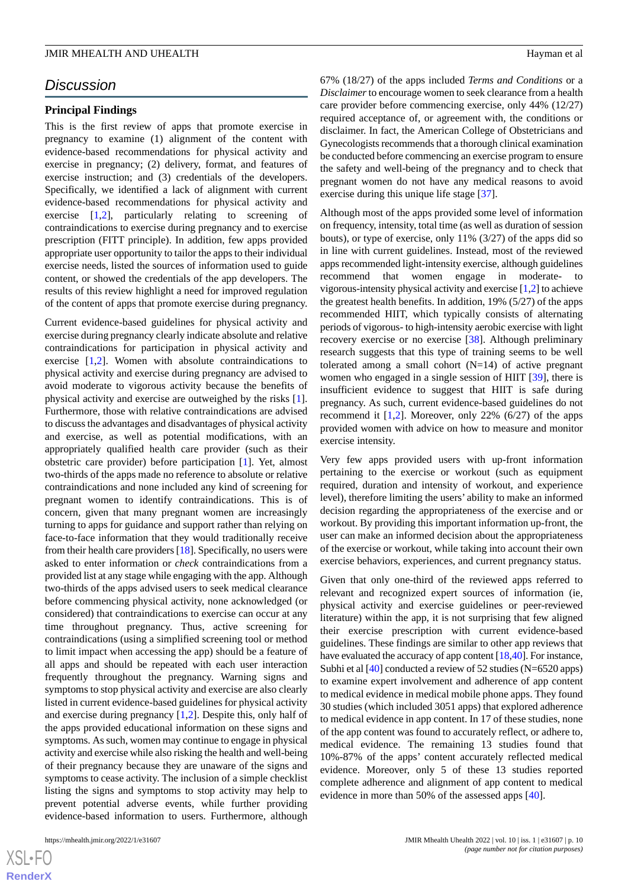## Discussion

### Principal Findings

This is the first review of apps that promote exercise in pregnancy to examine (1) alignment of the content with evidence-based recommendations for physical activity and exercise in pregnancy; (2) delivery, format, and features of exercise instruction; and (3) credentials of the developers. Specifically, we identified a lack of alignment with current evidence-based recommendations for physical activity and exercise [1,2], particularly relating to screening of contraindications to exercise during pregnancy and to exercise prescription (FITT principle). In addition, few apps provided appropriate user opportunity to tailor the apps to their individual exercise needs, listed the sources of information used to guide content, or showed the credentials of the app developers. The results of this review highlight a need for improved regulation of the content of apps that promote exercise during pregnancy.

Current evidence-based guidelines for physical activity and exercise during pregnancy clearly indicate absolute and relative contraindications for participation in physical activity and exercise [1,2]. Women with absolute contraindications to physical activity and exercise during pregnancy are advised to avoid moderate to vigorous activity because the benefits of physical activity and exercise are outweighed by the risks [1]. Furthermore, those with relative contraindications are advised to discuss the advantages and disadvantages of physical activity and exercise, as well as potential modifications, with an appropriately qualified health care provider (such as their obstetric care provider) before participation [1]. Yet, almost two-thirds of the apps made no reference to absolute or relative contraindications and none included any kind of screening for pregnant women to identify contraindications. This is of concern, given that many pregnant women are increasingly turning to apps for guidance and support rather than relying on face-to-face information that they would traditionally receive from their health care providers [18]. Specifically, no users were asked to enter information or *check* contraindications from a provided list at any stage while engaging with the app. Although two-thirds of the apps advised users to seek medical clearance before commencing physical activity, none acknowledged (or considered) that contraindications to exercise can occur at any time throughout pregnancy. Thus, active screening for contraindications (using a simplified screening tool or method to limit impact when accessing the app) should be a feature of all apps and should be repeated with each user interaction frequently throughout the pregnancy. Warning signs and symptoms to stop physical activity and exercise are also clearly listed in current evidence-based guidelines for physical activity and exercise during pregnancy [1,2]. Despite this, only half of the apps provided educational information on these signs and symptoms. As such, women may continue to engage in physical activity and exercise while also risking the health and well-being of their pregnancy because they are unaware of the signs and symptoms to cease activity. The inclusion of a simple checklist listing the signs and symptoms to stop activity may help to prevent potential adverse events, while further providing evidence-based information to users. Furthermore, although 67% (18/27) of the apps included *Terms and Conditions* or a *Disclaimer* to encourage women to seek clearance from a health care provider before commencing exercise, only 44% (12/27) required acceptance of, or agreement with, the conditions or disclaimer. In fact, the American College of Obstetricians and Gynecologists recommends that a thorough clinical examination be conducted before commencing an exercise program to ensure the safety and well-being of the pregnancy and to check that pregnant women do not have any medical reasons to avoid exercise during this unique life stage [37].

Although most of the apps provided some level of information on frequency, intensity, total time (as well as duration of session bouts), or type of exercise, only 11% (3/27) of the apps did so in line with current guidelines. Instead, most of the reviewed apps recommended light-intensity exercise, although guidelines recommend that women engage in moderate- to vigorous-intensity physical activity and exercise [1,2] to achieve the greatest health benefits. In addition, 19% (5/27) of the apps recommended HIIT, which typically consists of alternating periods of vigorous- to high-intensity aerobic exercise with light recovery exercise or no exercise [38]. Although preliminary research suggests that this type of training seems to be well tolerated among a small cohort (N=14) of active pregnant women who engaged in a single session of HIIT [39], there is insufficient evidence to suggest that HIIT is safe during pregnancy. As such, current evidence-based guidelines do not recommend it [1,2]. Moreover, only 22% (6/27) of the apps provided women with advice on how to measure and monitor exercise intensity.

Very few apps provided users with up-front information pertaining to the exercise or workout (such as equipment required, duration and intensity of workout, and experience level), therefore limiting the users' ability to make an informed decision regarding the appropriateness of the exercise and or workout. By providing this important information up-front, the user can make an informed decision about the appropriateness of the exercise or workout, while taking into account their own exercise behaviors, experiences, and current pregnancy status.

Given that only one-third of the reviewed apps referred to relevant and recognized expert sources of information (ie, physical activity and exercise guidelines or peer-reviewed literature) within the app, it is not surprising that few aligned their exercise prescription with current evidence-based guidelines. These findings are similar to other app reviews that have evaluated the accuracy of app content [18,40]. For instance, Subhi et al [40] conducted a review of 52 studies (N=6520 apps) to examine expert involvement and adherence of app content to medical evidence in medical mobile phone apps. They found 30 studies (which included 3051 apps) that explored adherence to medical evidence in app content. In 17 of these studies, none of the app content was found to accurately reflect, or adhere to, medical evidence. The remaining 13 studies found that 10%-87% of the apps' content accurately reflected medical evidence. Moreover, only 5 of these 13 studies reported complete adherence and alignment of app content to medical evidence in more than 50% of the assessed apps [40].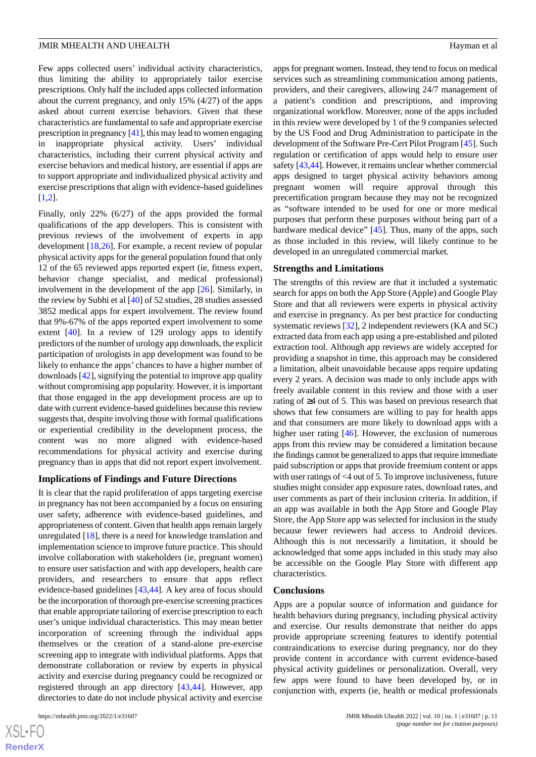Few apps collected users' individual activity characteristics, thus limiting the ability to appropriately tailor exercise prescriptions. Only half the included apps collected information about the current pregnancy, and only 15% (4/27) of the apps asked about current exercise behaviors. Given that these characteristics are fundamental to safe and appropriate exercise prescription in pregnancy [41], this may lead to women engaging in inappropriate physical activity. Users' individual characteristics, including their current physical activity and exercise behaviors and medical history, are essential if apps are to support appropriate and individualized physical activity and exercise prescriptions that align with evidence-based guidelines [1,2].

Finally, only 22% (6/27) of the apps provided the formal qualifications of the app developers. This is consistent with previous reviews of the involvement of experts in app development [18,26]. For example, a recent review of popular physical activity apps for the general population found that only 12 of the 65 reviewed apps reported expert (ie, fitness expert, behavior change specialist, and medical professional) involvement in the development of the app [26]. Similarly, in the review by Subhi et al [40] of 52 studies, 28 studies assessed 3852 medical apps for expert involvement. The review found that 9%-67% of the apps reported expert involvement to some extent [40]. In a review of 129 urology apps to identify predictors of the number of urology app downloads, the explicit participation of urologists in app development was found to be likely to enhance the apps' chances to have a higher number of downloads [42], signifying the potential to improve app quality without compromising app popularity. However, it is important that those engaged in the app development process are up to date with current evidence-based guidelines because this review suggests that, despite involving those with formal qualifications or experiential credibility in the development process, the content was no more aligned with evidence-based recommendations for physical activity and exercise during pregnancy than in apps that did not report expert involvement.

## Implications of Findings and Future Directions

It is clear that the rapid proliferation of apps targeting exercise in pregnancy has not been accompanied by a focus on ensuring user safety, adherence with evidence-based guidelines, and appropriateness of content. Given that health apps remain largely unregulated [18], there is a need for knowledge translation and implementation science to improve future practice. This should involve collaboration with stakeholders (ie, pregnant women) to ensure user satisfaction and with app developers, health care providers, and researchers to ensure that apps reflect evidence-based guidelines [43,44]. A key area of focus should be the incorporation of thorough pre-exercise screening practices that enable appropriate tailoring of exercise prescription to each user's unique individual characteristics. This may mean better incorporation of screening through the individual apps themselves or the creation of a stand-alone pre-exercise screening app to integrate with individual platforms. Apps that demonstrate collaboration or review by experts in physical activity and exercise during pregnancy could be recognized or registered through an app directory [43,44]. However, app directories to date do not include physical activity and exercise apps for pregnant women. Instead, they tend to focus on medical services such as streamlining communication among patients, providers, and their caregivers, allowing 24/7 management of a patient's condition and prescriptions, and improving organizational workflow. Moreover, none of the apps included in this review were developed by 1 of the 9 companies selected by the US Food and Drug Administration to participate in the development of the Software Pre-Cert Pilot Program [45]. Such regulation or certification of apps would help to ensure user safety [43,44]. However, it remains unclear whether commercial apps designed to target physical activity behaviors among pregnant women will require approval through this precertification program because they may not be recognized as "software intended to be used for one or more medical purposes that perform these purposes without being part of a hardware medical device" [45]. Thus, many of the apps, such as those included in this review, will likely continue to be developed in an unregulated commercial market.

## Strengths and Limitations

The strengths of this review are that it included a systematic search for apps on both the App Store (Apple) and Google Play Store and that all reviewers were experts in physical activity and exercise in pregnancy. As per best practice for conducting systematic reviews [32], 2 independent reviewers (KA and SC) extracted data from each app using a pre-established and piloted extraction tool. Although app reviews are widely accepted for providing a snapshot in time, this approach may be considered a limitation, albeit unavoidable because apps require updating every 2 years. A decision was made to only include apps with freely available content in this review and those with a user rating of ≥4 out of 5. This was based on previous research that shows that few consumers are willing to pay for health apps and that consumers are more likely to download apps with a higher user rating [46]. However, the exclusion of numerous apps from this review may be considered a limitation because the findings cannot be generalized to apps that require immediate paid subscription or apps that provide freemium content or apps with user ratings of <4 out of 5. To improve inclusiveness, future studies might consider app exposure rates, download rates, and user comments as part of their inclusion criteria. In addition, if an app was available in both the App Store and Google Play Store, the App Store app was selected for inclusion in the study because fewer reviewers had access to Android devices. Although this is not necessarily a limitation, it should be acknowledged that some apps included in this study may also be accessible on the Google Play Store with different app characteristics.

## Conclusions

Apps are a popular source of information and guidance for health behaviors during pregnancy, including physical activity and exercise. Our results demonstrate that neither do apps provide appropriate screening features to identify potential contraindications to exercise during pregnancy, nor do they provide content in accordance with current evidence-based physical activity guidelines or personalization. Overall, very few apps were found to have been developed by, or in conjunction with, experts (ie, health or medical professionals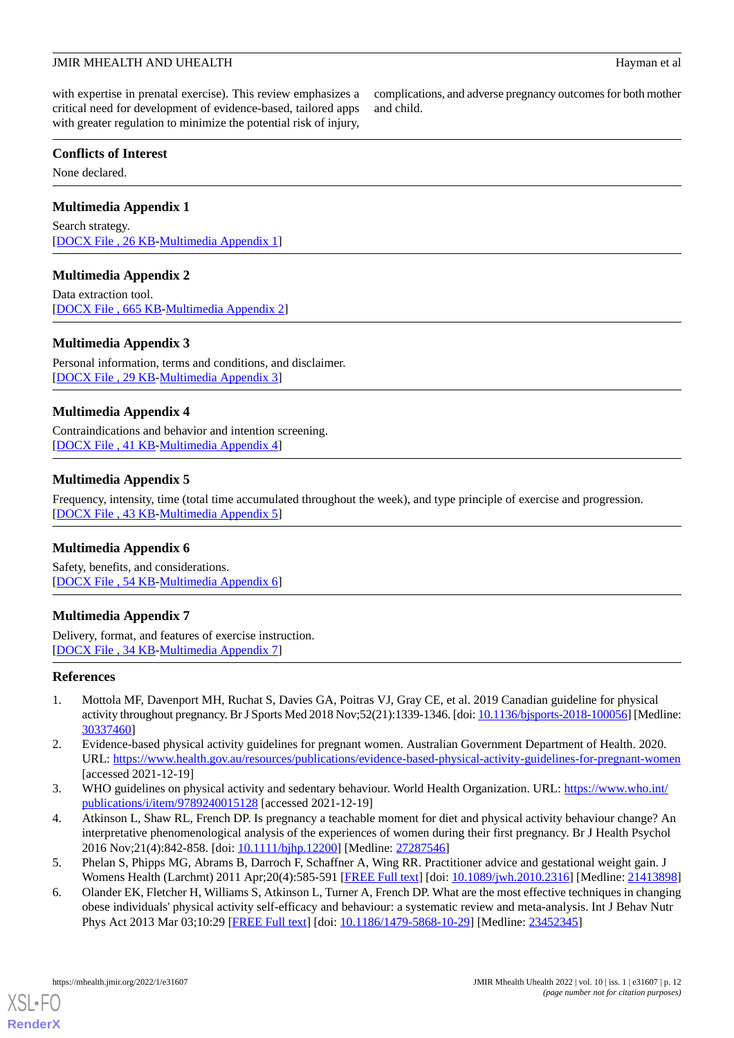with expertise in prenatal exercise). This review emphasizes a critical need for development of evidence-based, tailored apps with greater regulation to minimize the potential risk of injury, complications, and adverse pregnancy outcomes for both mother and child.

## Conflicts of Interest

None declared.

## Multimedia Appendix 1

Search strategy.
[DOCX File , 26 KB-Multimedia Appendix 1]

## Multimedia Appendix 2

Data extraction tool.
[DOCX File , 665 KB-Multimedia Appendix 2]

## Multimedia Appendix 3

Personal information, terms and conditions, and disclaimer.
[DOCX File , 29 KB-Multimedia Appendix 3]

## Multimedia Appendix 4

Contraindications and behavior and intention screening.
[DOCX File , 41 KB-Multimedia Appendix 4]

## Multimedia Appendix 5

Frequency, intensity, time (total time accumulated throughout the week), and type principle of exercise and progression.
[DOCX File , 43 KB-Multimedia Appendix 5]

## Multimedia Appendix 6

Safety, benefits, and considerations.
[DOCX File , 54 KB-Multimedia Appendix 6]

## Multimedia Appendix 7

Delivery, format, and features of exercise instruction.
[DOCX File , 34 KB-Multimedia Appendix 7]

## References

1. Mottola MF, Davenport MH, Ruchat S, Davies GA, Poitras VJ, Gray CE, et al. 2019 Canadian guideline for physical activity throughout pregnancy. Br J Sports Med 2018 Nov;52(21):1339-1346. [doi: 10.1136/bjsports-2018-100056] [Medline: 30337460]
2. Evidence-based physical activity guidelines for pregnant women. Australian Government Department of Health. 2020. URL: https://www.health.gov.au/resources/publications/evidence-based-physical-activity-guidelines-for-pregnant-women [accessed 2021-12-19]
3. WHO guidelines on physical activity and sedentary behaviour. World Health Organization. URL: https://www.who.int/publications/i/item/9789240015128 [accessed 2021-12-19]
4. Atkinson L, Shaw RL, French DP. Is pregnancy a teachable moment for diet and physical activity behaviour change? An interpretative phenomenological analysis of the experiences of women during their first pregnancy. Br J Health Psychol 2016 Nov;21(4):842-858. [doi: 10.1111/bjhp.12200] [Medline: 27287546]
5. Phelan S, Phipps MG, Abrams B, Darroch F, Schaffner A, Wing RR. Practitioner advice and gestational weight gain. J Womens Health (Larchmt) 2011 Apr;20(4):585-591 [FREE Full text] [doi: 10.1089/jwh.2010.2316] [Medline: 21413898]
6. Olander EK, Fletcher H, Williams S, Atkinson L, Turner A, French DP. What are the most effective techniques in changing obese individuals' physical activity self-efficacy and behaviour: a systematic review and meta-analysis. Int J Behav Nutr Phys Act 2013 Mar 03;10:29 [FREE Full text] [doi: 10.1186/1479-5868-10-29] [Medline: 23452345]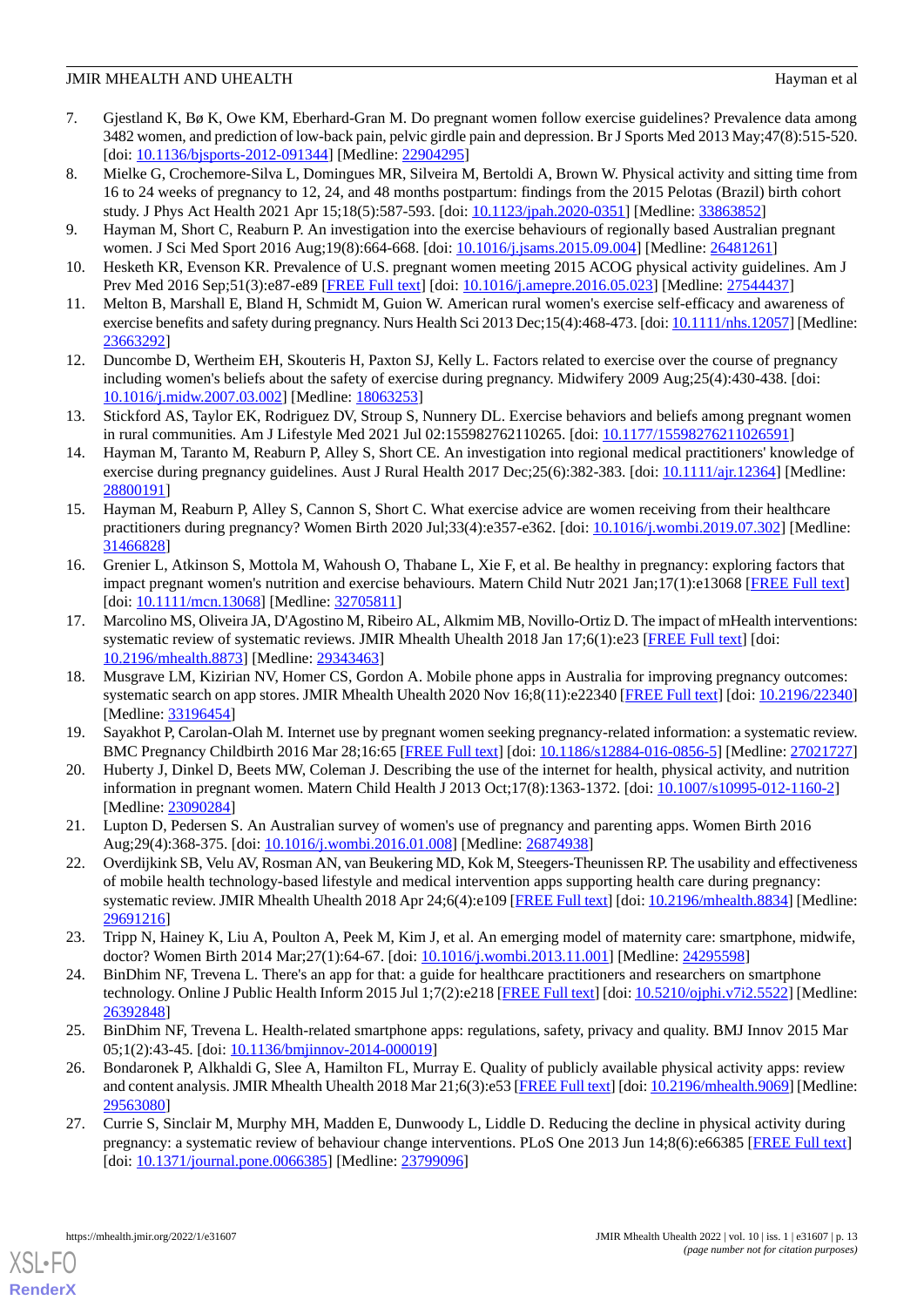7. Gjestland K, Bø K, Owe KM, Eberhard-Gran M. Do pregnant women follow exercise guidelines? Prevalence data among 3482 women, and prediction of low-back pain, pelvic girdle pain and depression. Br J Sports Med 2013 May;47(8):515-520. [doi: 10.1136/bjsports-2012-091344] [Medline: 22904295]
8. Mielke G, Crochemore-Silva L, Domingues MR, Silveira M, Bertoldi A, Brown W. Physical activity and sitting time from 16 to 24 weeks of pregnancy to 12, 24, and 48 months postpartum: findings from the 2015 Pelotas (Brazil) birth cohort study. J Phys Act Health 2021 Apr 15;18(5):587-593. [doi: 10.1123/jpah.2020-0351] [Medline: 33863852]
9. Hayman M, Short C, Reaburn P. An investigation into the exercise behaviours of regionally based Australian pregnant women. J Sci Med Sport 2016 Aug;19(8):664-668. [doi: 10.1016/j.jsams.2015.09.004] [Medline: 26481261]
10. Hesketh KR, Evenson KR. Prevalence of U.S. pregnant women meeting 2015 ACOG physical activity guidelines. Am J Prev Med 2016 Sep;51(3):e87-e89 [FREE Full text] [doi: 10.1016/j.amepre.2016.05.023] [Medline: 27544437]
11. Melton B, Marshall E, Bland H, Schmidt M, Guion W. American rural women's exercise self-efficacy and awareness of exercise benefits and safety during pregnancy. Nurs Health Sci 2013 Dec;15(4):468-473. [doi: 10.1111/nhs.12057] [Medline: 23663292]
12. Duncombe D, Wertheim EH, Skouteris H, Paxton SJ, Kelly L. Factors related to exercise over the course of pregnancy including women's beliefs about the safety of exercise during pregnancy. Midwifery 2009 Aug;25(4):430-438. [doi: 10.1016/j.midw.2007.03.002] [Medline: 18063253]
13. Stickford AS, Taylor EK, Rodriguez DV, Stroup S, Nunnery DL. Exercise behaviors and beliefs among pregnant women in rural communities. Am J Lifestyle Med 2021 Jul 02:155982762110265. [doi: 10.1177/15598276211026591]
14. Hayman M, Taranto M, Reaburn P, Alley S, Short CE. An investigation into regional medical practitioners' knowledge of exercise during pregnancy guidelines. Aust J Rural Health 2017 Dec;25(6):382-383. [doi: 10.1111/ajr.12364] [Medline: 28800191]
15. Hayman M, Reaburn P, Alley S, Cannon S, Short C. What exercise advice are women receiving from their healthcare practitioners during pregnancy? Women Birth 2020 Jul;33(4):e357-e362. [doi: 10.1016/j.wombi.2019.07.302] [Medline: 31466828]
16. Grenier L, Atkinson S, Mottola M, Wahoush O, Thabane L, Xie F, et al. Be healthy in pregnancy: exploring factors that impact pregnant women's nutrition and exercise behaviours. Matern Child Nutr 2021 Jan;17(1):e13068 [FREE Full text] [doi: 10.1111/mcn.13068] [Medline: 32705811]
17. Marcolino MS, Oliveira JA, D'Agostino M, Ribeiro AL, Alkmim MB, Novillo-Ortiz D. The impact of mHealth interventions: systematic review of systematic reviews. JMIR Mhealth Uhealth 2018 Jan 17;6(1):e23 [FREE Full text] [doi: 10.2196/mhealth.8873] [Medline: 29343463]
18. Musgrave LM, Kizirian NV, Homer CS, Gordon A. Mobile phone apps in Australia for improving pregnancy outcomes: systematic search on app stores. JMIR Mhealth Uhealth 2020 Nov 16;8(11):e22340 [FREE Full text] [doi: 10.2196/22340] [Medline: 33196454]
19. Sayakhot P, Carolan-Olah M. Internet use by pregnant women seeking pregnancy-related information: a systematic review. BMC Pregnancy Childbirth 2016 Mar 28;16:65 [FREE Full text] [doi: 10.1186/s12884-016-0856-5] [Medline: 27021727]
20. Huberty J, Dinkel D, Beets MW, Coleman J. Describing the use of the internet for health, physical activity, and nutrition information in pregnant women. Matern Child Health J 2013 Oct;17(8):1363-1372. [doi: 10.1007/s10995-012-1160-2] [Medline: 23090284]
21. Lupton D, Pedersen S. An Australian survey of women's use of pregnancy and parenting apps. Women Birth 2016 Aug;29(4):368-375. [doi: 10.1016/j.wombi.2016.01.008] [Medline: 26874938]
22. Overdijkink SB, Velu AV, Rosman AN, van Beukering MD, Kok M, Steegers-Theunissen RP. The usability and effectiveness of mobile health technology-based lifestyle and medical intervention apps supporting health care during pregnancy: systematic review. JMIR Mhealth Uhealth 2018 Apr 24;6(4):e109 [FREE Full text] [doi: 10.2196/mhealth.8834] [Medline: 29691216]
23. Tripp N, Hainey K, Liu A, Poulton A, Peek M, Kim J, et al. An emerging model of maternity care: smartphone, midwife, doctor? Women Birth 2014 Mar;27(1):64-67. [doi: 10.1016/j.wombi.2013.11.001] [Medline: 24295598]
24. BinDhim NF, Trevena L. There's an app for that: a guide for healthcare practitioners and researchers on smartphone technology. Online J Public Health Inform 2015 Jul 1;7(2):e218 [FREE Full text] [doi: 10.5210/ojphi.v7i2.5522] [Medline: 26392848]
25. BinDhim NF, Trevena L. Health-related smartphone apps: regulations, safety, privacy and quality. BMJ Innov 2015 Mar 05;1(2):43-45. [doi: 10.1136/bmjinnov-2014-000019]
26. Bondaronek P, Alkhaldi G, Slee A, Hamilton FL, Murray E. Quality of publicly available physical activity apps: review and content analysis. JMIR Mhealth Uhealth 2018 Mar 21;6(3):e53 [FREE Full text] [doi: 10.2196/mhealth.9069] [Medline: 29563080]
27. Currie S, Sinclair M, Murphy MH, Madden E, Dunwoody L, Liddle D. Reducing the decline in physical activity during pregnancy: a systematic review of behaviour change interventions. PLoS One 2013 Jun 14;8(6):e66385 [FREE Full text] [doi: 10.1371/journal.pone.0066385] [Medline: 23799096]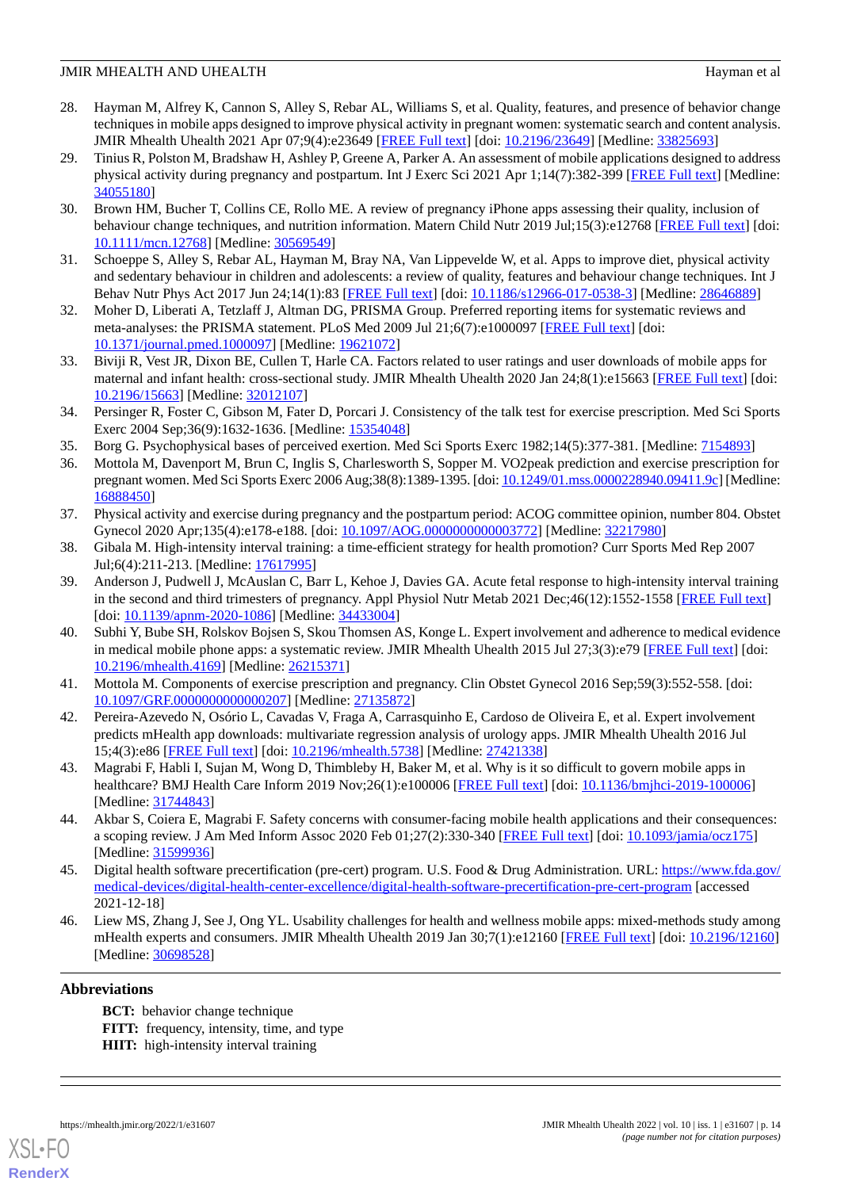28. Hayman M, Alfrey K, Cannon S, Alley S, Rebar AL, Williams S, et al. Quality, features, and presence of behavior change techniques in mobile apps designed to improve physical activity in pregnant women: systematic search and content analysis. JMIR Mhealth Uhealth 2021 Apr 07;9(4):e23649 [FREE Full text] [doi: 10.2196/23649] [Medline: 33825693]
29. Tinius R, Polston M, Bradshaw H, Ashley P, Greene A, Parker A. An assessment of mobile applications designed to address physical activity during pregnancy and postpartum. Int J Exerc Sci 2021 Apr 1;14(7):382-399 [FREE Full text] [Medline: 34055180]
30. Brown HM, Bucher T, Collins CE, Rollo ME. A review of pregnancy iPhone apps assessing their quality, inclusion of behaviour change techniques, and nutrition information. Matern Child Nutr 2019 Jul;15(3):e12768 [FREE Full text] [doi: 10.1111/mcn.12768] [Medline: 30569549]
31. Schoeppe S, Alley S, Rebar AL, Hayman M, Bray NA, Van Lippevelde W, et al. Apps to improve diet, physical activity and sedentary behaviour in children and adolescents: a review of quality, features and behaviour change techniques. Int J Behav Nutr Phys Act 2017 Jun 24;14(1):83 [FREE Full text] [doi: 10.1186/s12966-017-0538-3] [Medline: 28646889]
32. Moher D, Liberati A, Tetzlaff J, Altman DG, PRISMA Group. Preferred reporting items for systematic reviews and meta-analyses: the PRISMA statement. PLoS Med 2009 Jul 21;6(7):e1000097 [FREE Full text] [doi: 10.1371/journal.pmed.1000097] [Medline: 19621072]
33. Biviji R, Vest JR, Dixon BE, Cullen T, Harle CA. Factors related to user ratings and user downloads of mobile apps for maternal and infant health: cross-sectional study. JMIR Mhealth Uhealth 2020 Jan 24;8(1):e15663 [FREE Full text] [doi: 10.2196/15663] [Medline: 32012107]
34. Persinger R, Foster C, Gibson M, Fater D, Porcari J. Consistency of the talk test for exercise prescription. Med Sci Sports Exerc 2004 Sep;36(9):1632-1636. [Medline: 15354048]
35. Borg G. Psychophysical bases of perceived exertion. Med Sci Sports Exerc 1982;14(5):377-381. [Medline: 7154893]
36. Mottola M, Davenport M, Brun C, Inglis S, Charlesworth S, Sopper M. VO2peak prediction and exercise prescription for pregnant women. Med Sci Sports Exerc 2006 Aug;38(8):1389-1395. [doi: 10.1249/01.mss.0000228940.09411.9c] [Medline: 16888450]
37. Physical activity and exercise during pregnancy and the postpartum period: ACOG committee opinion, number 804. Obstet Gynecol 2020 Apr;135(4):e178-e188. [doi: 10.1097/AOG.0000000000003772] [Medline: 32217980]
38. Gibala M. High-intensity interval training: a time-efficient strategy for health promotion? Curr Sports Med Rep 2007 Jul;6(4):211-213. [Medline: 17617995]
39. Anderson J, Pudwell J, McAuslan C, Barr L, Kehoe J, Davies GA. Acute fetal response to high-intensity interval training in the second and third trimesters of pregnancy. Appl Physiol Nutr Metab 2021 Dec;46(12):1552-1558 [FREE Full text] [doi: 10.1139/apnm-2020-1086] [Medline: 34433004]
40. Subhi Y, Bube SH, Rolskov Bojsen S, Skou Thomsen AS, Konge L. Expert involvement and adherence to medical evidence in medical mobile phone apps: a systematic review. JMIR Mhealth Uhealth 2015 Jul 27;3(3):e79 [FREE Full text] [doi: 10.2196/mhealth.4169] [Medline: 26215371]
41. Mottola M. Components of exercise prescription and pregnancy. Clin Obstet Gynecol 2016 Sep;59(3):552-558. [doi: 10.1097/GRF.0000000000000207] [Medline: 27135872]
42. Pereira-Azevedo N, Osório L, Cavadas V, Fraga A, Carrasquinho E, Cardoso de Oliveira E, et al. Expert involvement predicts mHealth app downloads: multivariate regression analysis of urology apps. JMIR Mhealth Uhealth 2016 Jul 15;4(3):e86 [FREE Full text] [doi: 10.2196/mhealth.5738] [Medline: 27421338]
43. Magrabi F, Habli I, Sujan M, Wong D, Thimbleby H, Baker M, et al. Why is it so difficult to govern mobile apps in healthcare? BMJ Health Care Inform 2019 Nov;26(1):e100006 [FREE Full text] [doi: 10.1136/bmjhci-2019-100006] [Medline: 31744843]
44. Akbar S, Coiera E, Magrabi F. Safety concerns with consumer-facing mobile health applications and their consequences: a scoping review. J Am Med Inform Assoc 2020 Feb 01;27(2):330-340 [FREE Full text] [doi: 10.1093/jamia/ocz175] [Medline: 31599936]
45. Digital health software precertification (pre-cert) program. U.S. Food & Drug Administration. URL: https://www.fda.gov/medical-devices/digital-health-center-excellence/digital-health-software-precertification-pre-cert-program [accessed 2021-12-18]
46. Liew MS, Zhang J, See J, Ong YL. Usability challenges for health and wellness mobile apps: mixed-methods study among mHealth experts and consumers. JMIR Mhealth Uhealth 2019 Jan 30;7(1):e12160 [FREE Full text] [doi: 10.2196/12160] [Medline: 30698528]

## Abbreviations

**BCT:** behavior change technique
**FITT:** frequency, intensity, time, and type
**HIIT:** high-intensity interval training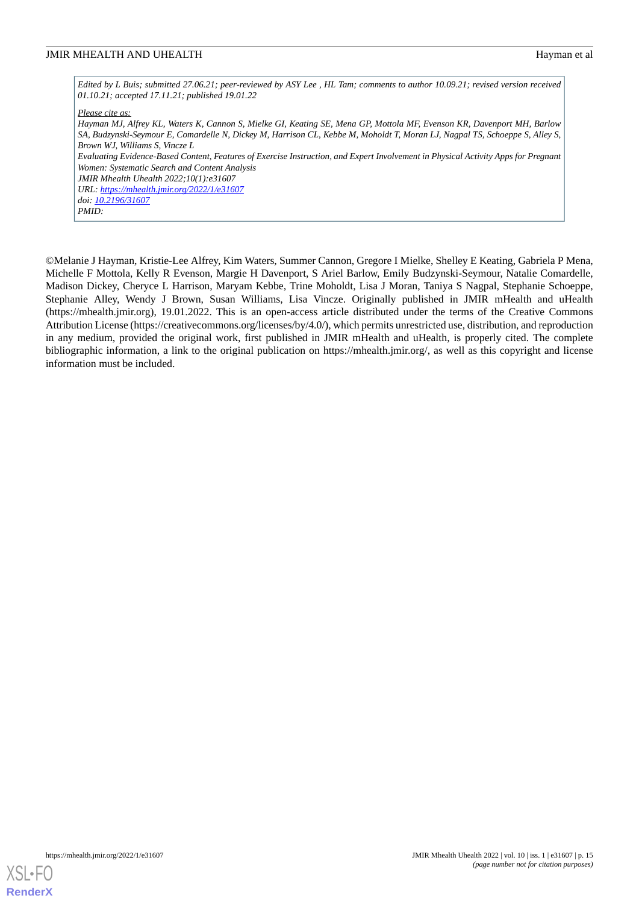*Edited by L Buis; submitted 27.06.21; peer-reviewed by ASY Lee , HL Tam; comments to author 10.09.21; revised version received 01.10.21; accepted 17.11.21; published 19.01.22*

*Please cite as:*
*Hayman MJ, Alfrey KL, Waters K, Cannon S, Mielke GI, Keating SE, Mena GP, Mottola MF, Evenson KR, Davenport MH, Barlow SA, Budzynski-Seymour E, Comardelle N, Dickey M, Harrison CL, Kebbe M, Moholdt T, Moran LJ, Nagpal TS, Schoeppe S, Alley S, Brown WJ, Williams S, Vincze L*
*Evaluating Evidence-Based Content, Features of Exercise Instruction, and Expert Involvement in Physical Activity Apps for Pregnant Women: Systematic Search and Content Analysis*
*JMIR Mhealth Uhealth 2022;10(1):e31607*
*URL: https://mhealth.jmir.org/2022/1/e31607*
*doi: 10.2196/31607*
*PMID:*

©Melanie J Hayman, Kristie-Lee Alfrey, Kim Waters, Summer Cannon, Gregore I Mielke, Shelley E Keating, Gabriela P Mena, Michelle F Mottola, Kelly R Evenson, Margie H Davenport, S Ariel Barlow, Emily Budzynski-Seymour, Natalie Comardelle, Madison Dickey, Cheryce L Harrison, Maryam Kebbe, Trine Moholdt, Lisa J Moran, Taniya S Nagpal, Stephanie Schoeppe, Stephanie Alley, Wendy J Brown, Susan Williams, Lisa Vincze. Originally published in JMIR mHealth and uHealth (https://mhealth.jmir.org), 19.01.2022. This is an open-access article distributed under the terms of the Creative Commons Attribution License (https://creativecommons.org/licenses/by/4.0/), which permits unrestricted use, distribution, and reproduction in any medium, provided the original work, first published in JMIR mHealth and uHealth, is properly cited. The complete bibliographic information, a link to the original publication on https://mhealth.jmir.org/, as well as this copyright and license information must be included.